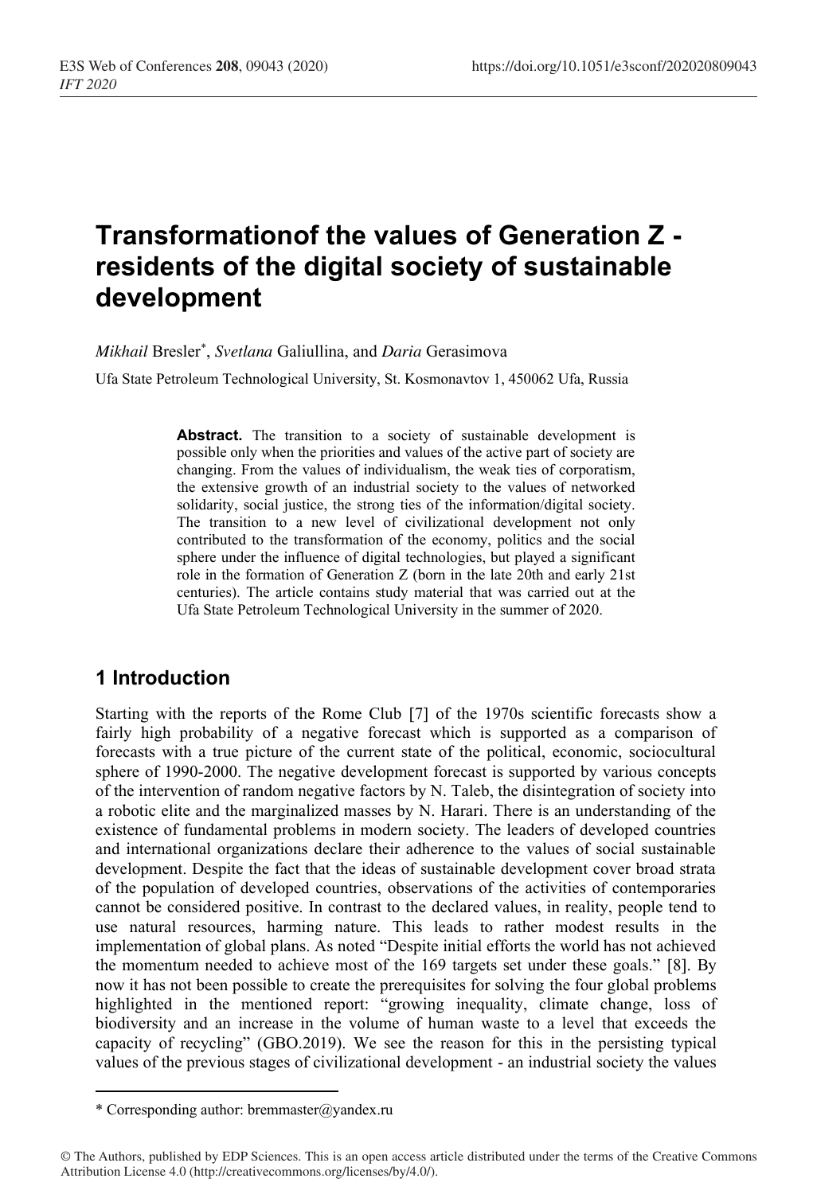# Transformationof the values of Generation Z - residents of the digital society of sustainable development

*Mikhail* Bresler*, *Svetlana* Galiullina, and *Daria* Gerasimova

Ufa State Petroleum Technological University, St. Kosmonavtov 1, 450062 Ufa, Russia

**Abstract.** The transition to a society of sustainable development is possible only when the priorities and values of the active part of society are changing. From the values of individualism, the weak ties of corporatism, the extensive growth of an industrial society to the values of networked solidarity, social justice, the strong ties of the information/digital society. The transition to a new level of civilizational development not only contributed to the transformation of the economy, politics and the social sphere under the influence of digital technologies, but played a significant role in the formation of Generation Z (born in the late 20th and early 21st centuries). The article contains study material that was carried out at the Ufa State Petroleum Technological University in the summer of 2020.

## 1 Introduction

Starting with the reports of the Rome Club [7] of the 1970s scientific forecasts show a fairly high probability of a negative forecast which is supported as a comparison of forecasts with a true picture of the current state of the political, economic, sociocultural sphere of 1990-2000. The negative development forecast is supported by various concepts of the intervention of random negative factors by N. Taleb, the disintegration of society into a robotic elite and the marginalized masses by N. Harari. There is an understanding of the existence of fundamental problems in modern society. The leaders of developed countries and international organizations declare their adherence to the values of social sustainable development. Despite the fact that the ideas of sustainable development cover broad strata of the population of developed countries, observations of the activities of contemporaries cannot be considered positive. In contrast to the declared values, in reality, people tend to use natural resources, harming nature. This leads to rather modest results in the implementation of global plans. As noted "Despite initial efforts the world has not achieved the momentum needed to achieve most of the 169 targets set under these goals." [8]. By now it has not been possible to create the prerequisites for solving the four global problems highlighted in the mentioned report: "growing inequality, climate change, loss of biodiversity and an increase in the volume of human waste to a level that exceeds the capacity of recycling" (GBO.2019). We see the reason for this in the persisting typical values of the previous stages of civilizational development - an industrial society the values

---

* Corresponding author: bremmaster@yandex.ru

© The Authors, published by EDP Sciences. This is an open access article distributed under the terms of the Creative Commons Attribution License 4.0 (http://creativecommons.org/licenses/by/4.0/).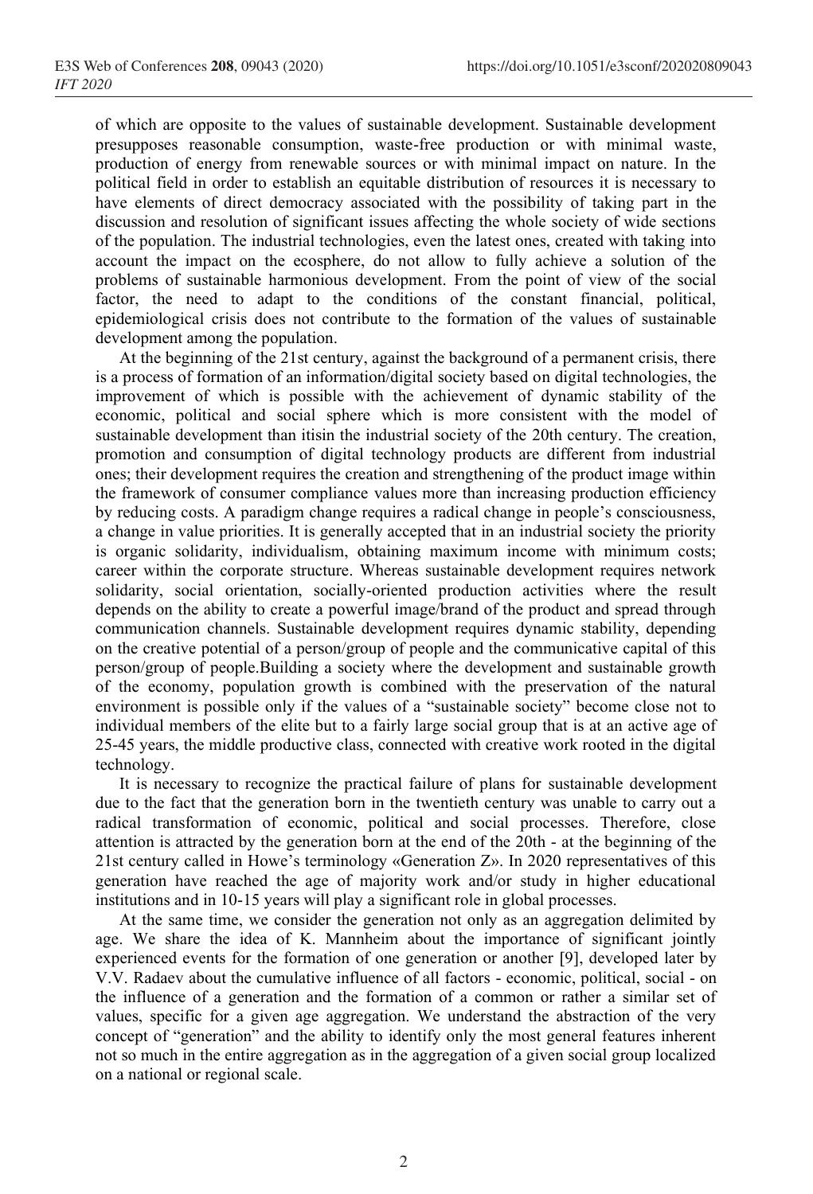of which are opposite to the values of sustainable development. Sustainable development presupposes reasonable consumption, waste-free production or with minimal waste, production of energy from renewable sources or with minimal impact on nature. In the political field in order to establish an equitable distribution of resources it is necessary to have elements of direct democracy associated with the possibility of taking part in the discussion and resolution of significant issues affecting the whole society of wide sections of the population. The industrial technologies, even the latest ones, created with taking into account the impact on the ecosphere, do not allow to fully achieve a solution of the problems of sustainable harmonious development. From the point of view of the social factor, the need to adapt to the conditions of the constant financial, political, epidemiological crisis does not contribute to the formation of the values of sustainable development among the population.

At the beginning of the 21st century, against the background of a permanent crisis, there is a process of formation of an information/digital society based on digital technologies, the improvement of which is possible with the achievement of dynamic stability of the economic, political and social sphere which is more consistent with the model of sustainable development than itisin the industrial society of the 20th century. The creation, promotion and consumption of digital technology products are different from industrial ones; their development requires the creation and strengthening of the product image within the framework of consumer compliance values more than increasing production efficiency by reducing costs. A paradigm change requires a radical change in people's consciousness, a change in value priorities. It is generally accepted that in an industrial society the priority is organic solidarity, individualism, obtaining maximum income with minimum costs; career within the corporate structure. Whereas sustainable development requires network solidarity, social orientation, socially-oriented production activities where the result depends on the ability to create a powerful image/brand of the product and spread through communication channels. Sustainable development requires dynamic stability, depending on the creative potential of a person/group of people and the communicative capital of this person/group of people.Building a society where the development and sustainable growth of the economy, population growth is combined with the preservation of the natural environment is possible only if the values of a "sustainable society" become close not to individual members of the elite but to a fairly large social group that is at an active age of 25-45 years, the middle productive class, connected with creative work rooted in the digital technology.

It is necessary to recognize the practical failure of plans for sustainable development due to the fact that the generation born in the twentieth century was unable to carry out a radical transformation of economic, political and social processes. Therefore, close attention is attracted by the generation born at the end of the 20th - at the beginning of the 21st century called in Howe's terminology «Generation Z». In 2020 representatives of this generation have reached the age of majority work and/or study in higher educational institutions and in 10-15 years will play a significant role in global processes.

At the same time, we consider the generation not only as an aggregation delimited by age. We share the idea of K. Mannheim about the importance of significant jointly experienced events for the formation of one generation or another [9], developed later by V.V. Radaev about the cumulative influence of all factors - economic, political, social - on the influence of a generation and the formation of a common or rather a similar set of values, specific for a given age aggregation. We understand the abstraction of the very concept of "generation" and the ability to identify only the most general features inherent not so much in the entire aggregation as in the aggregation of a given social group localized on a national or regional scale.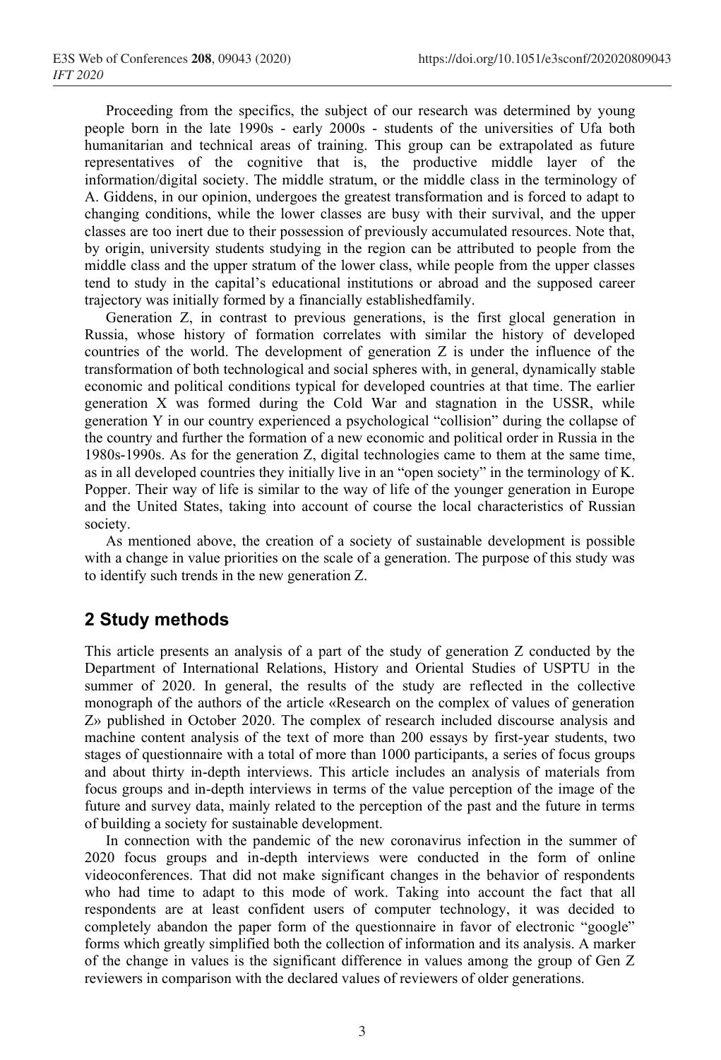Proceeding from the specifics, the subject of our research was determined by young people born in the late 1990s - early 2000s - students of the universities of Ufa both humanitarian and technical areas of training. This group can be extrapolated as future representatives of the cognitive that is, the productive middle layer of the information/digital society. The middle stratum, or the middle class in the terminology of A. Giddens, in our opinion, undergoes the greatest transformation and is forced to adapt to changing conditions, while the lower classes are busy with their survival, and the upper classes are too inert due to their possession of previously accumulated resources. Note that, by origin, university students studying in the region can be attributed to people from the middle class and the upper stratum of the lower class, while people from the upper classes tend to study in the capital's educational institutions or abroad and the supposed career trajectory was initially formed by a financially establishedfamily.

Generation Z, in contrast to previous generations, is the first glocal generation in Russia, whose history of formation correlates with similar the history of developed countries of the world. The development of generation Z is under the influence of the transformation of both technological and social spheres with, in general, dynamically stable economic and political conditions typical for developed countries at that time. The earlier generation X was formed during the Cold War and stagnation in the USSR, while generation Y in our country experienced a psychological "collision" during the collapse of the country and further the formation of a new economic and political order in Russia in the 1980s-1990s. As for the generation Z, digital technologies came to them at the same time, as in all developed countries they initially live in an "open society" in the terminology of K. Popper. Their way of life is similar to the way of life of the younger generation in Europe and the United States, taking into account of course the local characteristics of Russian society.

As mentioned above, the creation of a society of sustainable development is possible with a change in value priorities on the scale of a generation. The purpose of this study was to identify such trends in the new generation Z.

## 2 Study methods

This article presents an analysis of a part of the study of generation Z conducted by the Department of International Relations, History and Oriental Studies of USPTU in the summer of 2020. In general, the results of the study are reflected in the collective monograph of the authors of the article «Research on the complex of values of generation Z» published in October 2020. The complex of research included discourse analysis and machine content analysis of the text of more than 200 essays by first-year students, two stages of questionnaire with a total of more than 1000 participants, a series of focus groups and about thirty in-depth interviews. This article includes an analysis of materials from focus groups and in-depth interviews in terms of the value perception of the image of the future and survey data, mainly related to the perception of the past and the future in terms of building a society for sustainable development.

In connection with the pandemic of the new coronavirus infection in the summer of 2020 focus groups and in-depth interviews were conducted in the form of online videoconferences. That did not make significant changes in the behavior of respondents who had time to adapt to this mode of work. Taking into account the fact that all respondents are at least confident users of computer technology, it was decided to completely abandon the paper form of the questionnaire in favor of electronic "google" forms which greatly simplified both the collection of information and its analysis. A marker of the change in values is the significant difference in values among the group of Gen Z reviewers in comparison with the declared values of reviewers of older generations.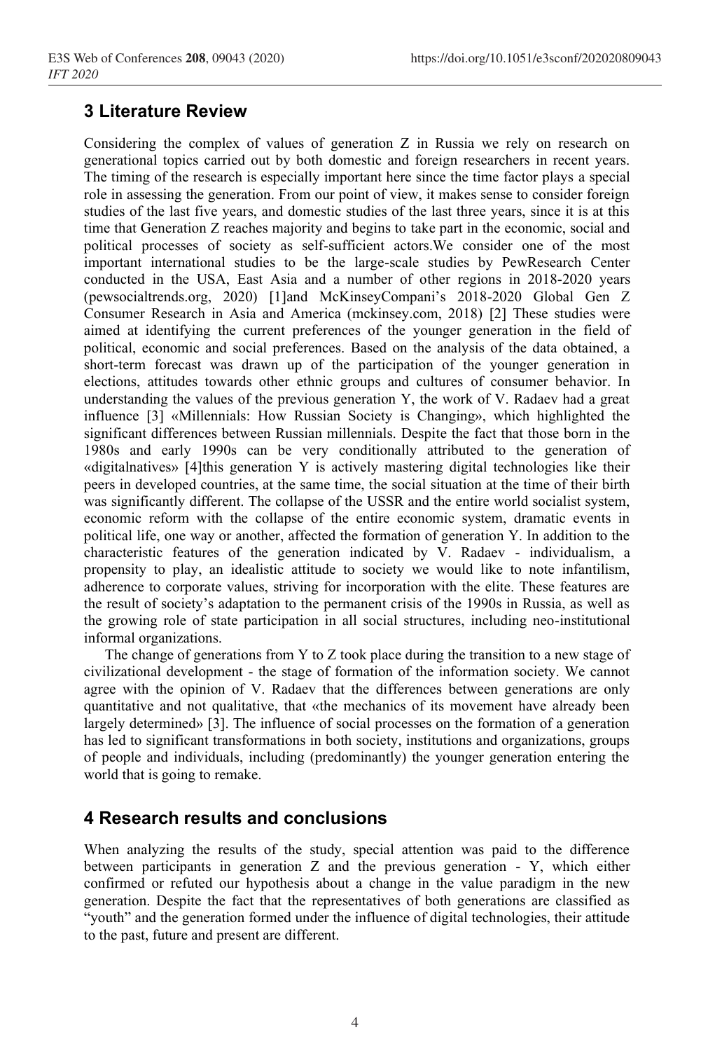## 3 Literature Review

Considering the complex of values of generation Z in Russia we rely on research on generational topics carried out by both domestic and foreign researchers in recent years. The timing of the research is especially important here since the time factor plays a special role in assessing the generation. From our point of view, it makes sense to consider foreign studies of the last five years, and domestic studies of the last three years, since it is at this time that Generation Z reaches majority and begins to take part in the economic, social and political processes of society as self-sufficient actors.We consider one of the most important international studies to be the large-scale studies by PewResearch Center conducted in the USA, East Asia and a number of other regions in 2018-2020 years (pewsocialtrends.org, 2020) [1]and McKinseyCompani's 2018-2020 Global Gen Z Consumer Research in Asia and America (mckinsey.com, 2018) [2] These studies were aimed at identifying the current preferences of the younger generation in the field of political, economic and social preferences. Based on the analysis of the data obtained, a short-term forecast was drawn up of the participation of the younger generation in elections, attitudes towards other ethnic groups and cultures of consumer behavior. In understanding the values of the previous generation Y, the work of V. Radaev had a great influence [3] «Millennials: How Russian Society is Changing», which highlighted the significant differences between Russian millennials. Despite the fact that those born in the 1980s and early 1990s can be very conditionally attributed to the generation of «digitalnatives» [4]this generation Y is actively mastering digital technologies like their peers in developed countries, at the same time, the social situation at the time of their birth was significantly different. The collapse of the USSR and the entire world socialist system, economic reform with the collapse of the entire economic system, dramatic events in political life, one way or another, affected the formation of generation Y. In addition to the characteristic features of the generation indicated by V. Radaev - individualism, a propensity to play, an idealistic attitude to society we would like to note infantilism, adherence to corporate values, striving for incorporation with the elite. These features are the result of society's adaptation to the permanent crisis of the 1990s in Russia, as well as the growing role of state participation in all social structures, including neo-institutional informal organizations.

The change of generations from Y to Z took place during the transition to a new stage of civilizational development - the stage of formation of the information society. We cannot agree with the opinion of V. Radaev that the differences between generations are only quantitative and not qualitative, that «the mechanics of its movement have already been largely determined» [3]. The influence of social processes on the formation of a generation has led to significant transformations in both society, institutions and organizations, groups of people and individuals, including (predominantly) the younger generation entering the world that is going to remake.

## 4 Research results and conclusions

When analyzing the results of the study, special attention was paid to the difference between participants in generation Z and the previous generation - Y, which either confirmed or refuted our hypothesis about a change in the value paradigm in the new generation. Despite the fact that the representatives of both generations are classified as "youth" and the generation formed under the influence of digital technologies, their attitude to the past, future and present are different.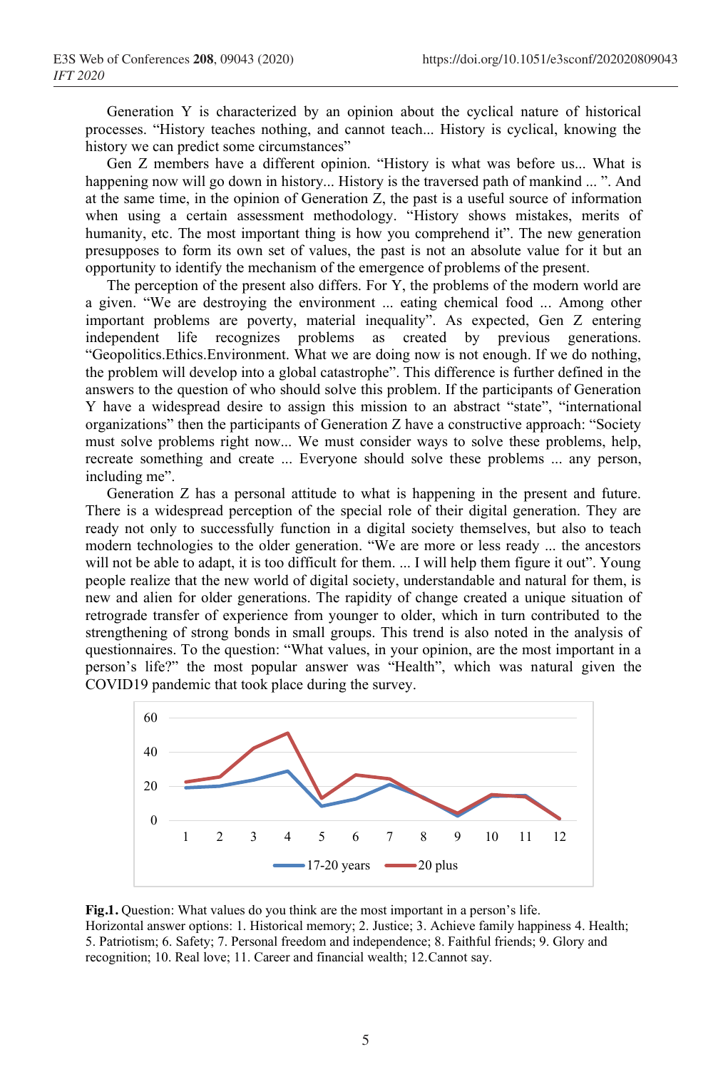Generation Y is characterized by an opinion about the cyclical nature of historical processes. “History teaches nothing, and cannot teach... History is cyclical, knowing the history we can predict some circumstances”

Gen Z members have a different opinion. “History is what was before us... What is happening now will go down in history... History is the traversed path of mankind ... ”. And at the same time, in the opinion of Generation Z, the past is a useful source of information when using a certain assessment methodology. “History shows mistakes, merits of humanity, etc. The most important thing is how you comprehend it”. The new generation presupposes to form its own set of values, the past is not an absolute value for it but an opportunity to identify the mechanism of the emergence of problems of the present.

The perception of the present also differs. For Y, the problems of the modern world are a given. “We are destroying the environment ... eating chemical food ... Among other important problems are poverty, material inequality”. As expected, Gen Z entering independent life recognizes problems as created by previous generations. “Geopolitics.Ethics.Environment. What we are doing now is not enough. If we do nothing, the problem will develop into a global catastrophe”. This difference is further defined in the answers to the question of who should solve this problem. If the participants of Generation Y have a widespread desire to assign this mission to an abstract “state”, “international organizations” then the participants of Generation Z have a constructive approach: “Society must solve problems right now... We must consider ways to solve these problems, help, recreate something and create ... Everyone should solve these problems ... any person, including me”.

Generation Z has a personal attitude to what is happening in the present and future. There is a widespread perception of the special role of their digital generation. They are ready not only to successfully function in a digital society themselves, but also to teach modern technologies to the older generation. “We are more or less ready ... the ancestors will not be able to adapt, it is too difficult for them. ... I will help them figure it out”. Young people realize that the new world of digital society, understandable and natural for them, is new and alien for older generations. The rapidity of change created a unique situation of retrograde transfer of experience from younger to older, which in turn contributed to the strengthening of strong bonds in small groups. This trend is also noted in the analysis of questionnaires. To the question: “What values, in your opinion, are the most important in a person’s life?” the most popular answer was “Health”, which was natural given the COVID19 pandemic that took place during the survey.

**Fig.1.** Question: What values do you think are the most important in a person’s life.
Horizontal answer options: 1. Historical memory; 2. Justice; 3. Achieve family happiness 4. Health; 5. Patriotism; 6. Safety; 7. Personal freedom and independence; 8. Faithful friends; 9. Glory and recognition; 10. Real love; 11. Career and financial wealth; 12.Cannot say.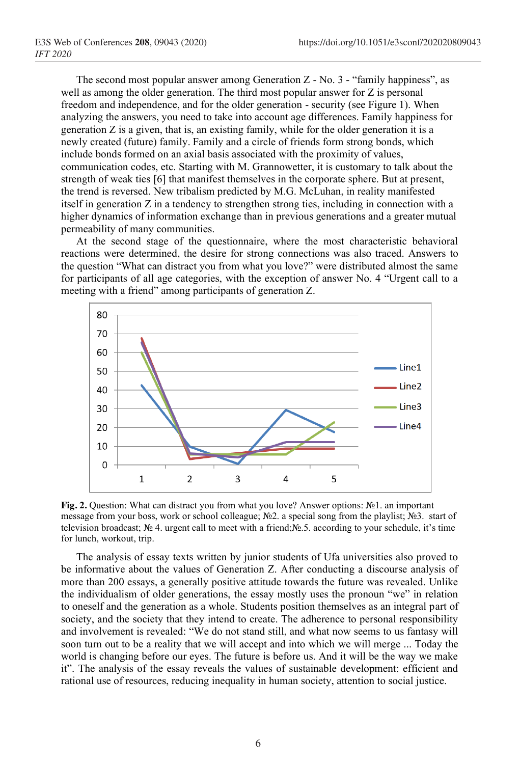The second most popular answer among Generation Z - No. 3 - "family happiness", as well as among the older generation. The third most popular answer for Z is personal freedom and independence, and for the older generation - security (see Figure 1). When analyzing the answers, you need to take into account age differences. Family happiness for generation Z is a given, that is, an existing family, while for the older generation it is a newly created (future) family. Family and a circle of friends form strong bonds, which include bonds formed on an axial basis associated with the proximity of values, communication codes, etc. Starting with M. Grannowetter, it is customary to talk about the strength of weak ties [6] that manifest themselves in the corporate sphere. But at present, the trend is reversed. New tribalism predicted by M.G. McLuhan, in reality manifested itself in generation Z in a tendency to strengthen strong ties, including in connection with a higher dynamics of information exchange than in previous generations and a greater mutual permeability of many communities.

At the second stage of the questionnaire, where the most characteristic behavioral reactions were determined, the desire for strong connections was also traced. Answers to the question "What can distract you from what you love?" were distributed almost the same for participants of all age categories, with the exception of answer No. 4 "Urgent call to a meeting with a friend" among participants of generation Z.

**Fig. 2.** Question: What can distract you from what you love? Answer options: №1. an important message from your boss, work or school colleague; №2. a special song from the playlist; №3. start of television broadcast; № 4. urgent call to meet with a friend;№.5. according to your schedule, it's time for lunch, workout, trip.

The analysis of essay texts written by junior students of Ufa universities also proved to be informative about the values of Generation Z. After conducting a discourse analysis of more than 200 essays, a generally positive attitude towards the future was revealed. Unlike the individualism of older generations, the essay mostly uses the pronoun "we" in relation to oneself and the generation as a whole. Students position themselves as an integral part of society, and the society that they intend to create. The adherence to personal responsibility and involvement is revealed: "We do not stand still, and what now seems to us fantasy will soon turn out to be a reality that we will accept and into which we will merge ... Today the world is changing before our eyes. The future is before us. And it will be the way we make it". The analysis of the essay reveals the values of sustainable development: efficient and rational use of resources, reducing inequality in human society, attention to social justice.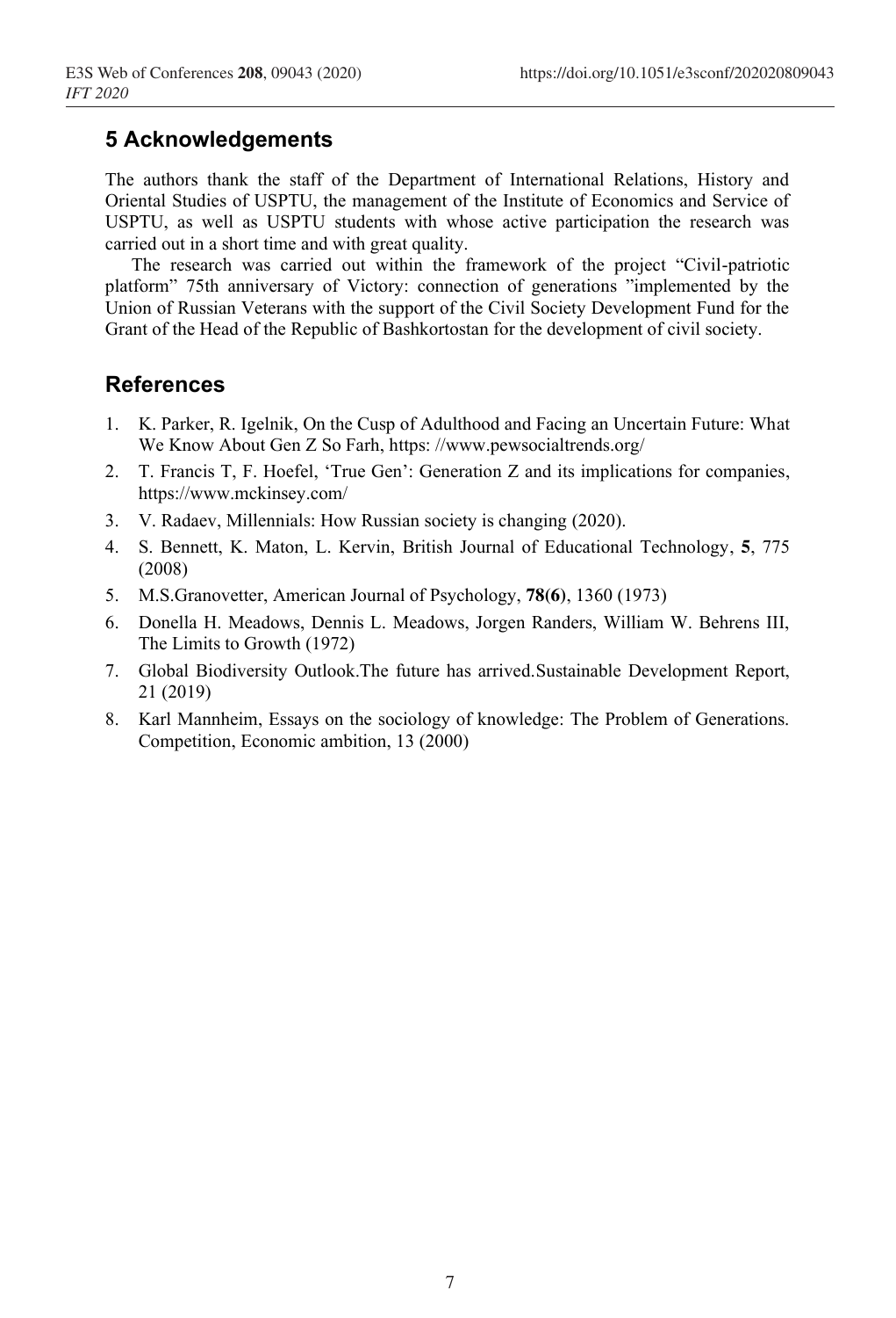## 5 Acknowledgements

The authors thank the staff of the Department of International Relations, History and Oriental Studies of USPTU, the management of the Institute of Economics and Service of USPTU, as well as USPTU students with whose active participation the research was carried out in a short time and with great quality.

The research was carried out within the framework of the project "Civil-patriotic platform" 75th anniversary of Victory: connection of generations "implemented by the Union of Russian Veterans with the support of the Civil Society Development Fund for the Grant of the Head of the Republic of Bashkortostan for the development of civil society.

## References

1. K. Parker, R. Igelnik, On the Cusp of Adulthood and Facing an Uncertain Future: What We Know About Gen Z So Farh, https: //www.pewsocialtrends.org/
2. T. Francis T, F. Hoefel, 'True Gen': Generation Z and its implications for companies, https://www.mckinsey.com/
3. V. Radaev, Millennials: How Russian society is changing (2020).
4. S. Bennett, K. Maton, L. Kervin, British Journal of Educational Technology, **5**, 775 (2008)
5. M.S.Granovetter, American Journal of Psychology, **78(6)**, 1360 (1973)
6. Donella H. Meadows, Dennis L. Meadows, Jorgen Randers, William W. Behrens III, The Limits to Growth (1972)
7. Global Biodiversity Outlook.The future has arrived.Sustainable Development Report, 21 (2019)
8. Karl Mannheim, Essays on the sociology of knowledge: The Problem of Generations. Competition, Economic ambition, 13 (2000)